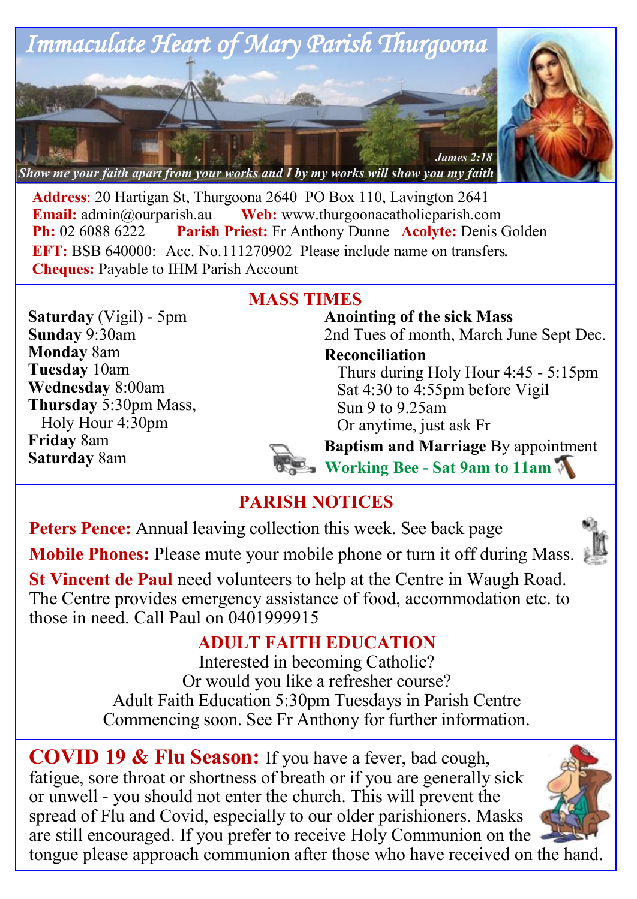# Immaculate Heart of Mary Parish Thurgoona

*Show me your faith apart from your works and I by my works will show you my faith* — *James 2:18*

**Address**: 20 Hartigan St, Thurgoona 2640 PO Box 110, Lavington 2641
**Email:** admin@ourparish.au **Web:** www.thurgoonacatholicparish.com
**Ph:** 02 6088 6222 **Parish Priest:** Fr Anthony Dunne **Acolyte:** Denis Golden
**EFT:** BSB 640000: Acc. No.111270902 Please include name on transfers.
**Cheques:** Payable to IHM Parish Account

## MASS TIMES

**Saturday** (Vigil) - 5pm
**Sunday** 9:30am
**Monday** 8am
**Tuesday** 10am
**Wednesday** 8:00am
**Thursday** 5:30pm Mass,
Holy Hour 4:30pm
**Friday** 8am
**Saturday** 8am

**Anointing of the sick Mass**
2nd Tues of month, March June Sept Dec.

**Reconciliation**
Thurs during Holy Hour 4:45 - 5:15pm
Sat 4:30 to 4:55pm before Vigil
Sun 9 to 9.25am
Or anytime, just ask Fr

**Baptism and Marriage** By appointment

**Working Bee - Sat 9am to 11am**

## PARISH NOTICES

**Peters Pence:** Annual leaving collection this week. See back page

**Mobile Phones:** Please mute your mobile phone or turn it off during Mass.

**St Vincent de Paul** need volunteers to help at the Centre in Waugh Road. The Centre provides emergency assistance of food, accommodation etc. to those in need. Call Paul on 0401999915

## ADULT FAITH EDUCATION

Interested in becoming Catholic?
Or would you like a refresher course?
Adult Faith Education 5:30pm Tuesdays in Parish Centre
Commencing soon. See Fr Anthony for further information.

**COVID 19 & Flu Season:** If you have a fever, bad cough, fatigue, sore throat or shortness of breath or if you are generally sick or unwell - you should not enter the church. This will prevent the spread of Flu and Covid, especially to our older parishioners. Masks are still encouraged. If you prefer to receive Holy Communion on the tongue please approach communion after those who have received on the hand.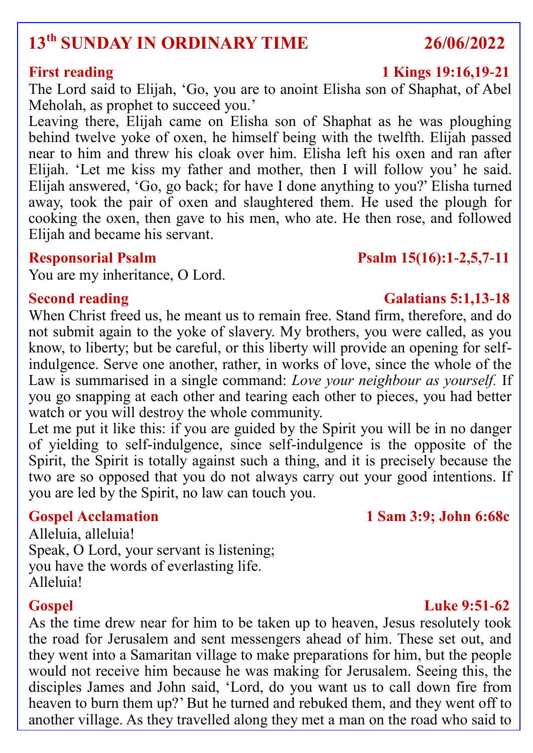## 13th SUNDAY IN ORDINARY TIME — 26/06/2022

### First reading — 1 Kings 19:16,19-21

The Lord said to Elijah, 'Go, you are to anoint Elisha son of Shaphat, of Abel Meholah, as prophet to succeed you.'

Leaving there, Elijah came on Elisha son of Shaphat as he was ploughing behind twelve yoke of oxen, he himself being with the twelfth. Elijah passed near to him and threw his cloak over him. Elisha left his oxen and ran after Elijah. 'Let me kiss my father and mother, then I will follow you' he said. Elijah answered, 'Go, go back; for have I done anything to you?' Elisha turned away, took the pair of oxen and slaughtered them. He used the plough for cooking the oxen, then gave to his men, who ate. He then rose, and followed Elijah and became his servant.

### Responsorial Psalm — Psalm 15(16):1-2,5,7-11

You are my inheritance, O Lord.

### Second reading — Galatians 5:1,13-18

When Christ freed us, he meant us to remain free. Stand firm, therefore, and do not submit again to the yoke of slavery. My brothers, you were called, as you know, to liberty; but be careful, or this liberty will provide an opening for self-indulgence. Serve one another, rather, in works of love, since the whole of the Law is summarised in a single command: *Love your neighbour as yourself.* If you go snapping at each other and tearing each other to pieces, you had better watch or you will destroy the whole community.

Let me put it like this: if you are guided by the Spirit you will be in no danger of yielding to self-indulgence, since self-indulgence is the opposite of the Spirit, the Spirit is totally against such a thing, and it is precisely because the two are so opposed that you do not always carry out your good intentions. If you are led by the Spirit, no law can touch you.

### Gospel Acclamation — 1 Sam 3:9; John 6:68c

Alleluia, alleluia!
Speak, O Lord, your servant is listening;
you have the words of everlasting life.
Alleluia!

### Gospel — Luke 9:51-62

As the time drew near for him to be taken up to heaven, Jesus resolutely took the road for Jerusalem and sent messengers ahead of him. These set out, and they went into a Samaritan village to make preparations for him, but the people would not receive him because he was making for Jerusalem. Seeing this, the disciples James and John said, 'Lord, do you want us to call down fire from heaven to burn them up?' But he turned and rebuked them, and they went off to another village. As they travelled along they met a man on the road who said to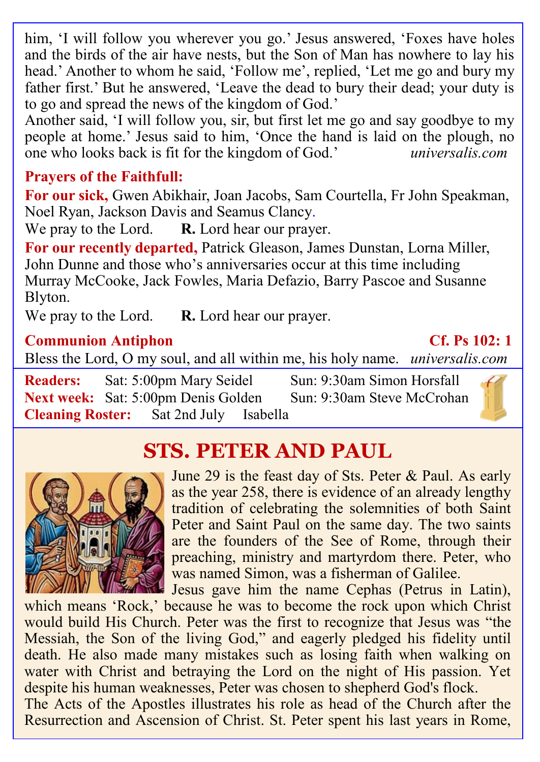him, 'I will follow you wherever you go.' Jesus answered, 'Foxes have holes and the birds of the air have nests, but the Son of Man has nowhere to lay his head.' Another to whom he said, 'Follow me', replied, 'Let me go and bury my father first.' But he answered, 'Leave the dead to bury their dead; your duty is to go and spread the news of the kingdom of God.'

Another said, 'I will follow you, sir, but first let me go and say goodbye to my people at home.' Jesus said to him, 'Once the hand is laid on the plough, no one who looks back is fit for the kingdom of God.' *universalis.com*

**Prayers of the Faithfull:**

**For our sick,** Gwen Abikhair, Joan Jacobs, Sam Courtella, Fr John Speakman, Noel Ryan, Jackson Davis and Seamus Clancy.

We pray to the Lord. **R.** Lord hear our prayer.

**For our recently departed,** Patrick Gleason, James Dunstan, Lorna Miller, John Dunne and those who's anniversaries occur at this time including Murray McCooke, Jack Fowles, Maria Defazio, Barry Pascoe and Susanne Blyton.

We pray to the Lord. **R.** Lord hear our prayer.

**Communion Antiphon** **Cf. Ps 102: 1**

Bless the Lord, O my soul, and all within me, his holy name. *universalis.com*

**Readers:** Sat: 5:00pm Mary Seidel Sun: 9:30am Simon Horsfall
**Next week:** Sat: 5:00pm Denis Golden Sun: 9:30am Steve McCrohan
**Cleaning Roster:** Sat 2nd July Isabella

## STS. PETER AND PAUL

June 29 is the feast day of Sts. Peter & Paul. As early as the year 258, there is evidence of an already lengthy tradition of celebrating the solemnities of both Saint Peter and Saint Paul on the same day. The two saints are the founders of the See of Rome, through their preaching, ministry and martyrdom there. Peter, who was named Simon, was a fisherman of Galilee.

Jesus gave him the name Cephas (Petrus in Latin), which means 'Rock,' because he was to become the rock upon which Christ would build His Church. Peter was the first to recognize that Jesus was "the Messiah, the Son of the living God," and eagerly pledged his fidelity until death. He also made many mistakes such as losing faith when walking on water with Christ and betraying the Lord on the night of His passion. Yet despite his human weaknesses, Peter was chosen to shepherd God's flock.

The Acts of the Apostles illustrates his role as head of the Church after the Resurrection and Ascension of Christ. St. Peter spent his last years in Rome,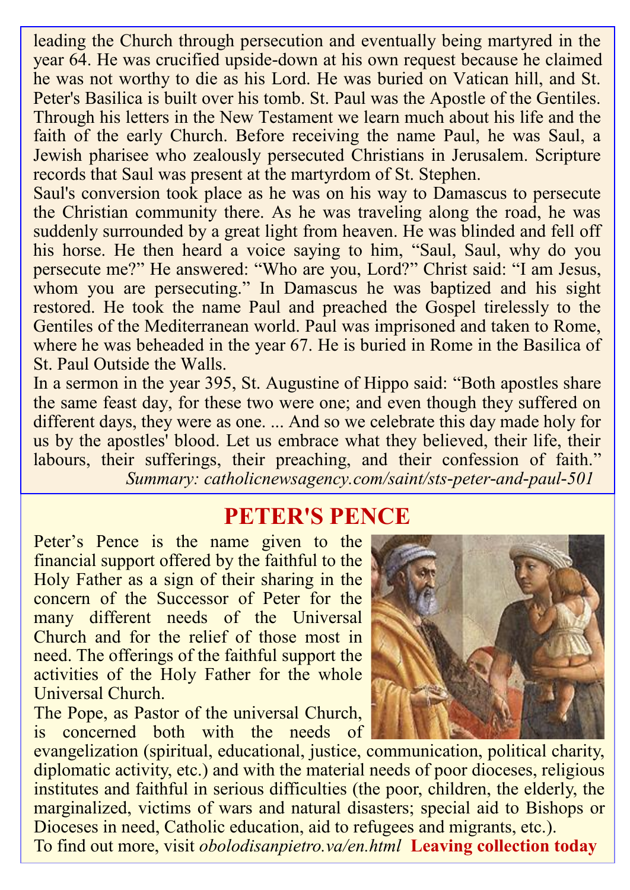leading the Church through persecution and eventually being martyred in the year 64. He was crucified upside-down at his own request because he claimed he was not worthy to die as his Lord. He was buried on Vatican hill, and St. Peter's Basilica is built over his tomb. St. Paul was the Apostle of the Gentiles. Through his letters in the New Testament we learn much about his life and the faith of the early Church. Before receiving the name Paul, he was Saul, a Jewish pharisee who zealously persecuted Christians in Jerusalem. Scripture records that Saul was present at the martyrdom of St. Stephen.

Saul's conversion took place as he was on his way to Damascus to persecute the Christian community there. As he was traveling along the road, he was suddenly surrounded by a great light from heaven. He was blinded and fell off his horse. He then heard a voice saying to him, "Saul, Saul, why do you persecute me?" He answered: "Who are you, Lord?" Christ said: "I am Jesus, whom you are persecuting." In Damascus he was baptized and his sight restored. He took the name Paul and preached the Gospel tirelessly to the Gentiles of the Mediterranean world. Paul was imprisoned and taken to Rome, where he was beheaded in the year 67. He is buried in Rome in the Basilica of St. Paul Outside the Walls.

In a sermon in the year 395, St. Augustine of Hippo said: "Both apostles share the same feast day, for these two were one; and even though they suffered on different days, they were as one. ... And so we celebrate this day made holy for us by the apostles' blood. Let us embrace what they believed, their life, their labours, their sufferings, their preaching, and their confession of faith."

*Summary: catholicnewsagency.com/saint/sts-peter-and-paul-501*

## PETER'S PENCE

Peter's Pence is the name given to the financial support offered by the faithful to the Holy Father as a sign of their sharing in the concern of the Successor of Peter for the many different needs of the Universal Church and for the relief of those most in need. The offerings of the faithful support the activities of the Holy Father for the whole Universal Church.

The Pope, as Pastor of the universal Church, is concerned both with the needs of evangelization (spiritual, educational, justice, communication, political charity, diplomatic activity, etc.) and with the material needs of poor dioceses, religious institutes and faithful in serious difficulties (the poor, children, the elderly, the marginalized, victims of wars and natural disasters; special aid to Bishops or Dioceses in need, Catholic education, aid to refugees and migrants, etc.).

To find out more, visit *obolodisanpietro.va/en.html* **Leaving collection today**